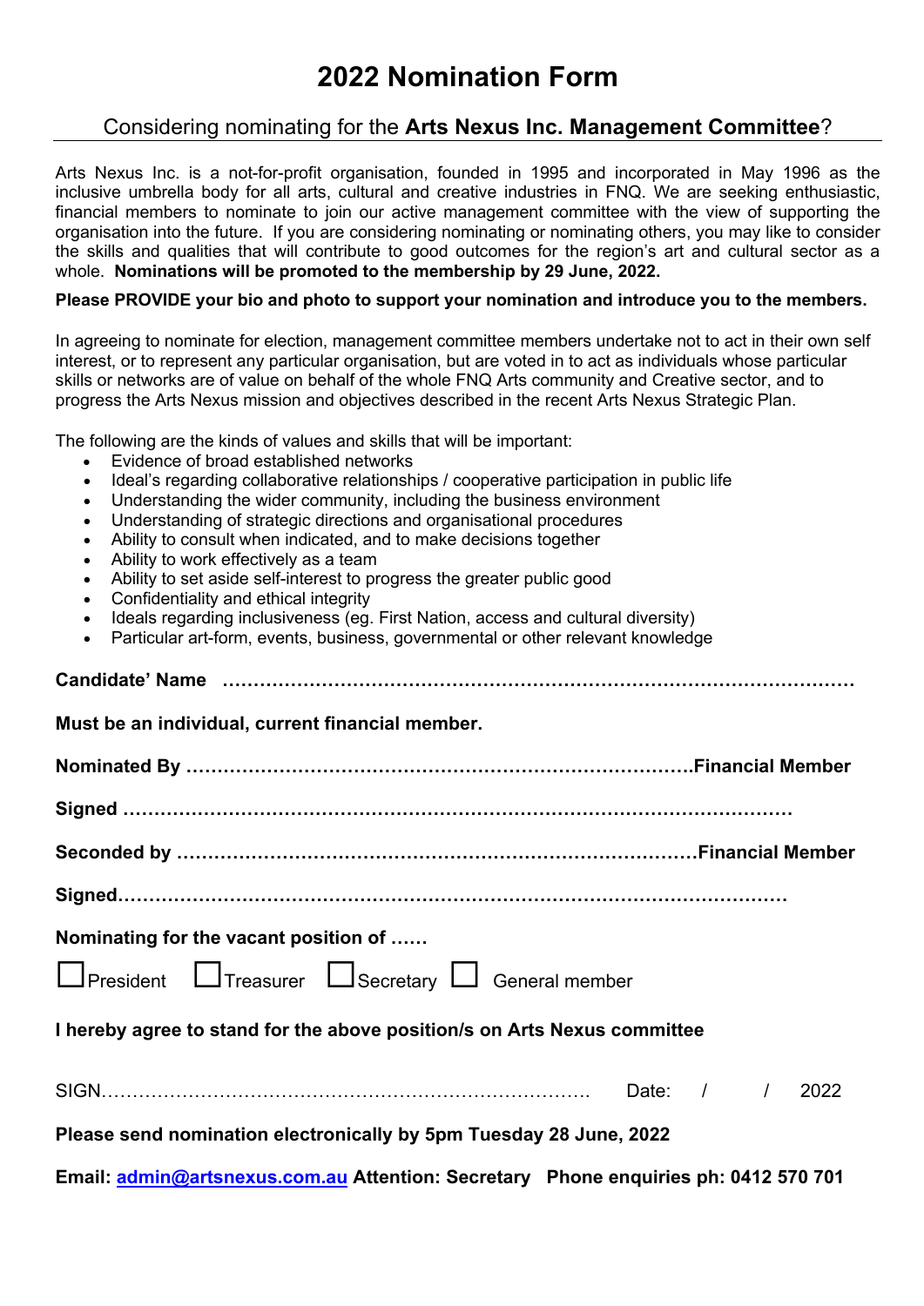# 2022 Nomination Form

## Considering nominating for the **Arts Nexus Inc. Management Committee**?

Arts Nexus Inc. is a not-for-profit organisation, founded in 1995 and incorporated in May 1996 as the inclusive umbrella body for all arts, cultural and creative industries in FNQ. We are seeking enthusiastic, financial members to nominate to join our active management committee with the view of supporting the organisation into the future. If you are considering nominating or nominating others, you may like to consider the skills and qualities that will contribute to good outcomes for the region's art and cultural sector as a whole. **Nominations will be promoted to the membership by 29 June, 2022.**

**Please PROVIDE your bio and photo to support your nomination and introduce you to the members.**

In agreeing to nominate for election, management committee members undertake not to act in their own self interest, or to represent any particular organisation, but are voted in to act as individuals whose particular skills or networks are of value on behalf of the whole FNQ Arts community and Creative sector, and to progress the Arts Nexus mission and objectives described in the recent Arts Nexus Strategic Plan.

The following are the kinds of values and skills that will be important:

- Evidence of broad established networks
- Ideal's regarding collaborative relationships / cooperative participation in public life
- Understanding the wider community, including the business environment
- Understanding of strategic directions and organisational procedures
- Ability to consult when indicated, and to make decisions together
- Ability to work effectively as a team
- Ability to set aside self-interest to progress the greater public good
- Confidentiality and ethical integrity
- Ideals regarding inclusiveness (eg. First Nation, access and cultural diversity)
- Particular art-form, events, business, governmental or other relevant knowledge

**Candidate' Name ……………………………………………………………………………………**

**Must be an individual, current financial member.**

**Nominated By …………………………………………………………………….Financial Member**

**Signed …………………………………………………………………………………………**

**Seconded by ……………………………………………………………………Financial Member**

**Signed………………………………………………………………………………………….**

**Nominating for the vacant position of ……**

☐ President ☐ Treasurer ☐ Secretary ☐ General member

**I hereby agree to stand for the above position/s on Arts Nexus committee**

SIGN……………………………………………………………………. Date: / / 2022

**Please send nomination electronically by 5pm Tuesday 28 June, 2022**

**Email: [admin@artsnexus.com.au](mailto:admin@artsnexus.com.au) Attention: Secretary Phone enquiries ph: 0412 570 701**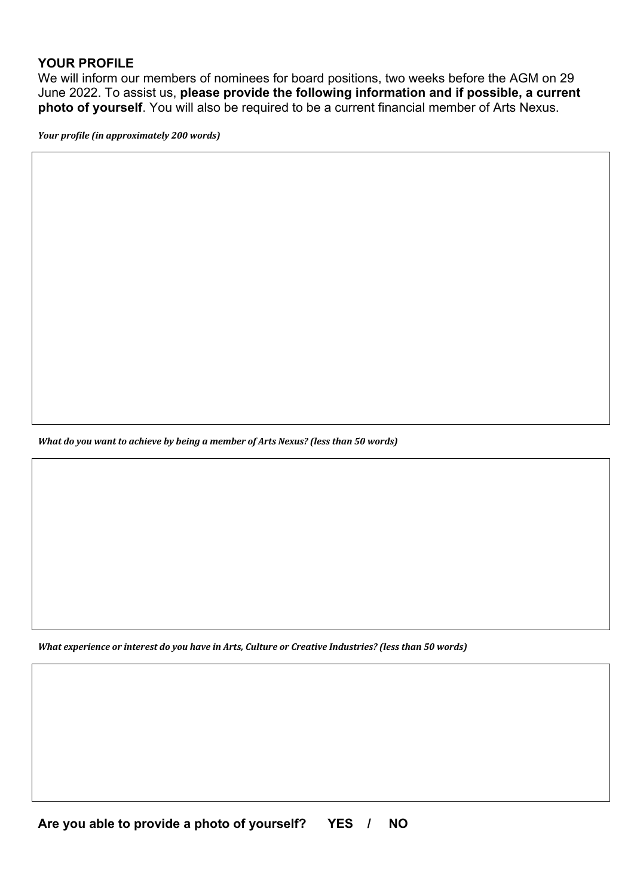## YOUR PROFILE

We will inform our members of nominees for board positions, two weeks before the AGM on 29 June 2022. To assist us, **please provide the following information and if possible, a current photo of yourself**. You will also be required to be a current financial member of Arts Nexus.

***Your profile (in approximately 200 words)***

***What do you want to achieve by being a member of Arts Nexus? (less than 50 words)***

***What experience or interest do you have in Arts, Culture or Creative Industries? (less than 50 words)***

**Are you able to provide a photo of yourself? YES / NO**